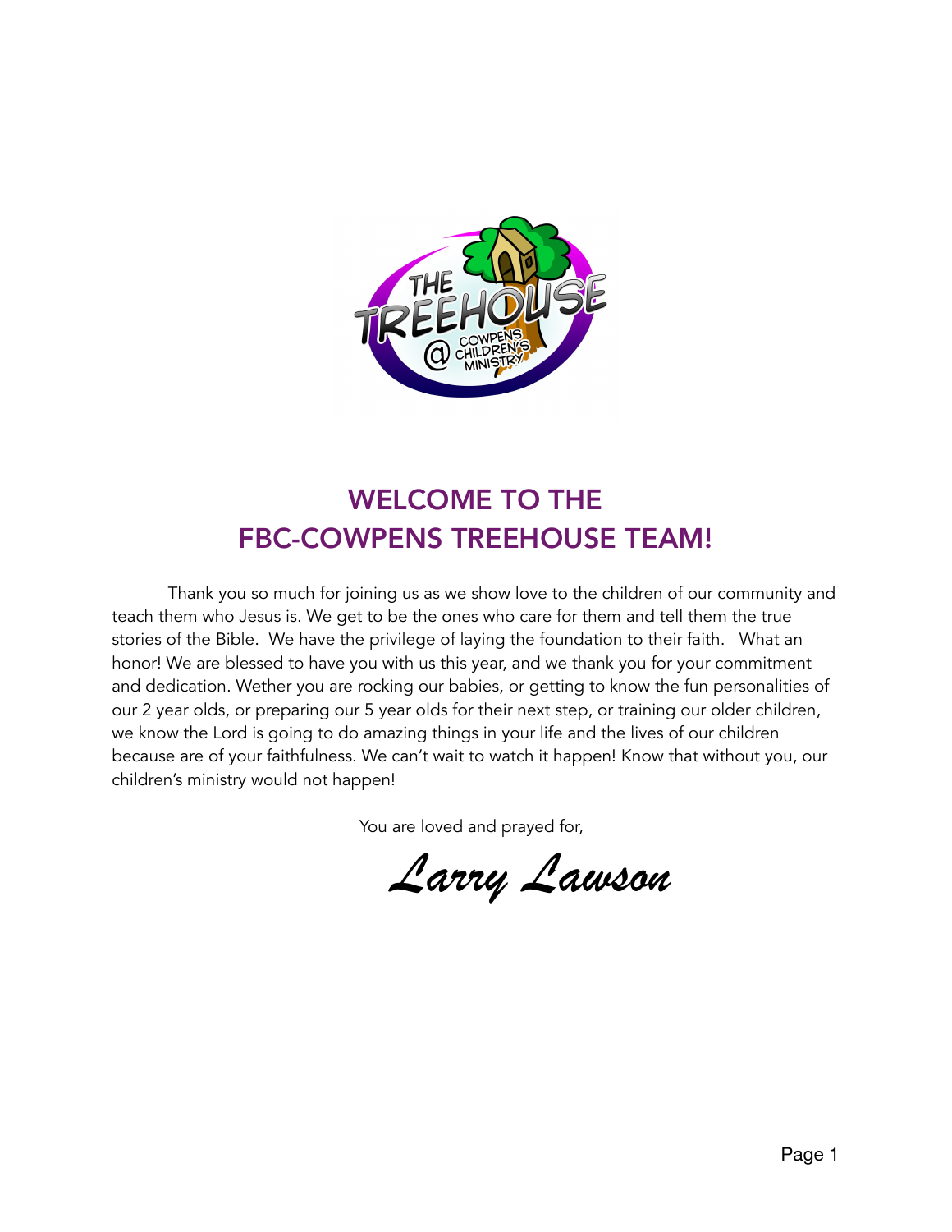# WELCOME TO THE FBC-COWPENS TREEHOUSE TEAM!

Thank you so much for joining us as we show love to the children of our community and teach them who Jesus is. We get to be the ones who care for them and tell them the true stories of the Bible. We have the privilege of laying the foundation to their faith. What an honor! We are blessed to have you with us this year, and we thank you for your commitment and dedication. Wether you are rocking our babies, or getting to know the fun personalities of our 2 year olds, or preparing our 5 year olds for their next step, or training our older children, we know the Lord is going to do amazing things in your life and the lives of our children because are of your faithfulness. We can't wait to watch it happen! Know that without you, our children's ministry would not happen!

You are loved and prayed for,

*Larry Lawson*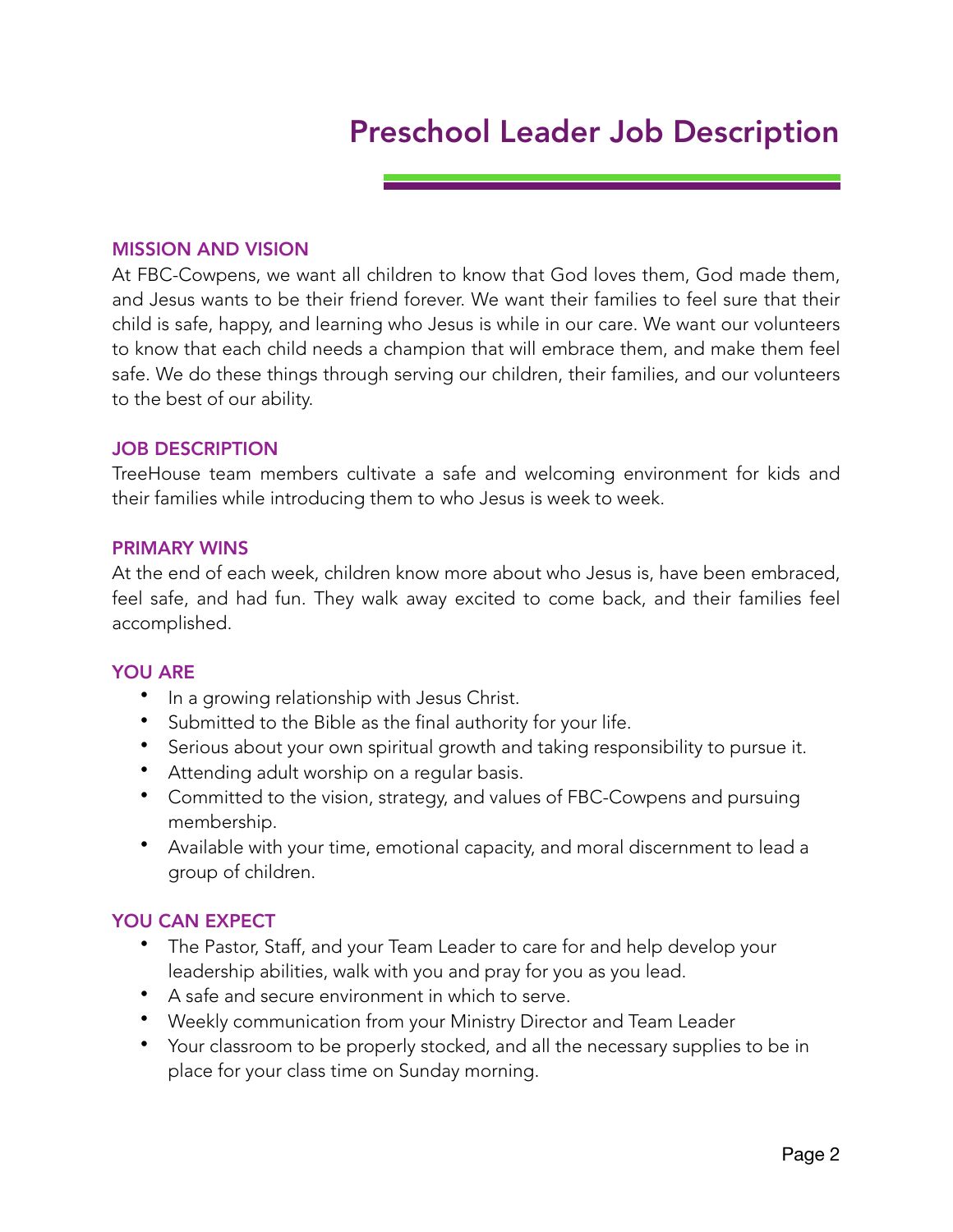# Preschool Leader Job Description

## MISSION AND VISION

At FBC-Cowpens, we want all children to know that God loves them, God made them, and Jesus wants to be their friend forever. We want their families to feel sure that their child is safe, happy, and learning who Jesus is while in our care. We want our volunteers to know that each child needs a champion that will embrace them, and make them feel safe. We do these things through serving our children, their families, and our volunteers to the best of our ability.

## JOB DESCRIPTION

TreeHouse team members cultivate a safe and welcoming environment for kids and their families while introducing them to who Jesus is week to week.

## PRIMARY WINS

At the end of each week, children know more about who Jesus is, have been embraced, feel safe, and had fun. They walk away excited to come back, and their families feel accomplished.

## YOU ARE

- In a growing relationship with Jesus Christ.
- Submitted to the Bible as the final authority for your life.
- Serious about your own spiritual growth and taking responsibility to pursue it.
- Attending adult worship on a regular basis.
- Committed to the vision, strategy, and values of FBC-Cowpens and pursuing membership.
- Available with your time, emotional capacity, and moral discernment to lead a group of children.

## YOU CAN EXPECT

- The Pastor, Staff, and your Team Leader to care for and help develop your leadership abilities, walk with you and pray for you as you lead.
- A safe and secure environment in which to serve.
- Weekly communication from your Ministry Director and Team Leader
- Your classroom to be properly stocked, and all the necessary supplies to be in place for your class time on Sunday morning.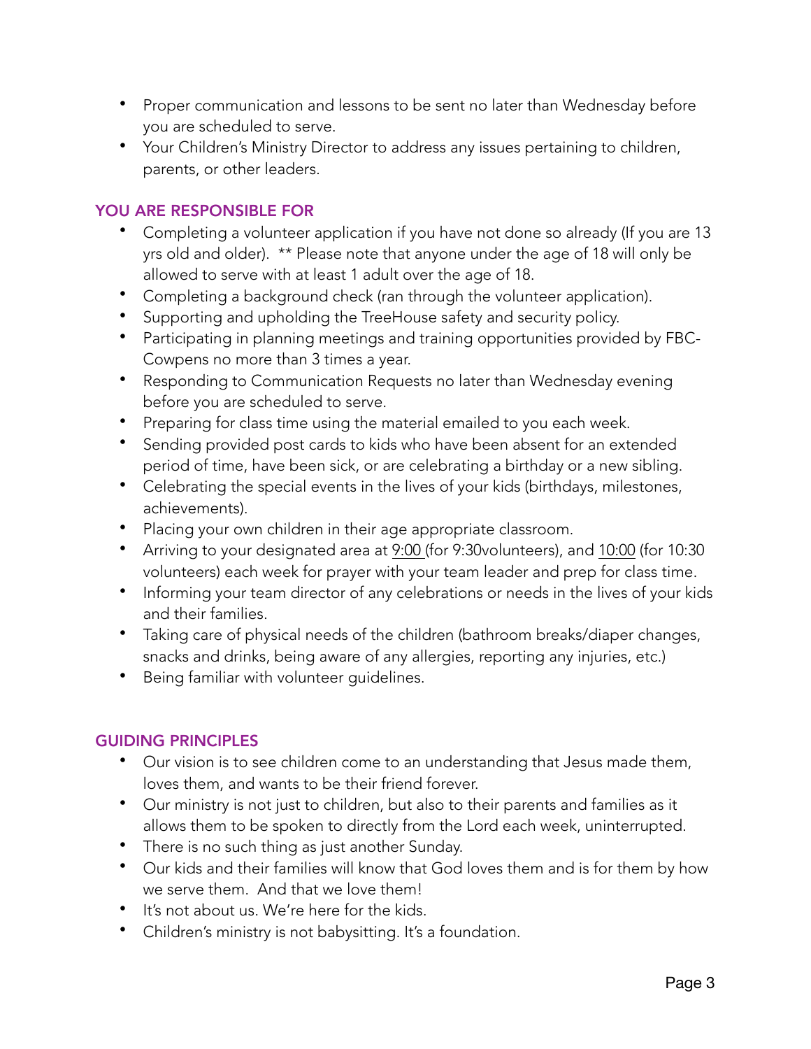- Proper communication and lessons to be sent no later than Wednesday before you are scheduled to serve.
- Your Children's Ministry Director to address any issues pertaining to children, parents, or other leaders.

## YOU ARE RESPONSIBLE FOR

- Completing a volunteer application if you have not done so already (If you are 13 yrs old and older). ** Please note that anyone under the age of 18 will only be allowed to serve with at least 1 adult over the age of 18.
- Completing a background check (ran through the volunteer application).
- Supporting and upholding the TreeHouse safety and security policy.
- Participating in planning meetings and training opportunities provided by FBC-Cowpens no more than 3 times a year.
- Responding to Communication Requests no later than Wednesday evening before you are scheduled to serve.
- Preparing for class time using the material emailed to you each week.
- Sending provided post cards to kids who have been absent for an extended period of time, have been sick, or are celebrating a birthday or a new sibling.
- Celebrating the special events in the lives of your kids (birthdays, milestones, achievements).
- Placing your own children in their age appropriate classroom.
- Arriving to your designated area at 9:00 (for 9:30volunteers), and 10:00 (for 10:30 volunteers) each week for prayer with your team leader and prep for class time.
- Informing your team director of any celebrations or needs in the lives of your kids and their families.
- Taking care of physical needs of the children (bathroom breaks/diaper changes, snacks and drinks, being aware of any allergies, reporting any injuries, etc.)
- Being familiar with volunteer guidelines.

## GUIDING PRINCIPLES

- Our vision is to see children come to an understanding that Jesus made them, loves them, and wants to be their friend forever.
- Our ministry is not just to children, but also to their parents and families as it allows them to be spoken to directly from the Lord each week, uninterrupted.
- There is no such thing as just another Sunday.
- Our kids and their families will know that God loves them and is for them by how we serve them. And that we love them!
- It's not about us. We're here for the kids.
- Children's ministry is not babysitting. It's a foundation.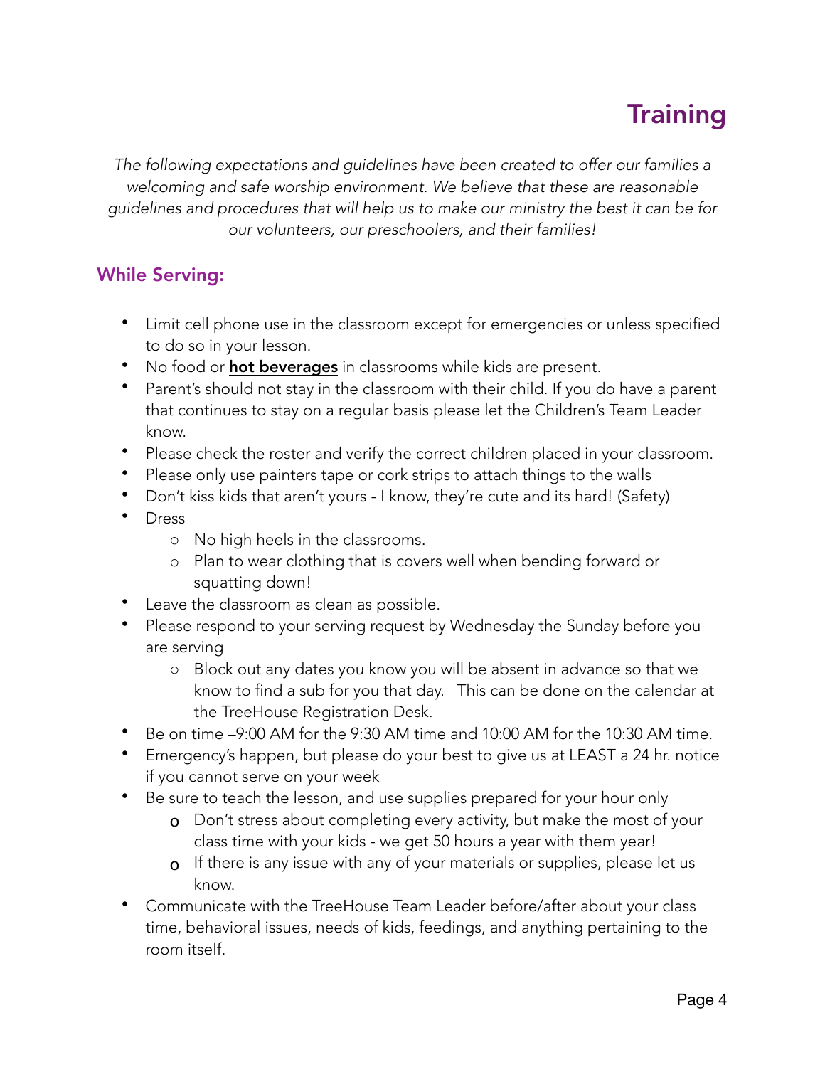# Training

*The following expectations and guidelines have been created to offer our families a welcoming and safe worship environment. We believe that these are reasonable guidelines and procedures that will help us to make our ministry the best it can be for our volunteers, our preschoolers, and their families!*

## While Serving:

- Limit cell phone use in the classroom except for emergencies or unless specified to do so in your lesson.
- No food or **hot beverages** in classrooms while kids are present.
- Parent's should not stay in the classroom with their child. If you do have a parent that continues to stay on a regular basis please let the Children's Team Leader know.
- Please check the roster and verify the correct children placed in your classroom.
- Please only use painters tape or cork strips to attach things to the walls
- Don't kiss kids that aren't yours - I know, they're cute and its hard! (Safety)
- Dress
  - No high heels in the classrooms.
  - Plan to wear clothing that is covers well when bending forward or squatting down!
- Leave the classroom as clean as possible.
- Please respond to your serving request by Wednesday the Sunday before you are serving
  - Block out any dates you know you will be absent in advance so that we know to find a sub for you that day. This can be done on the calendar at the TreeHouse Registration Desk.
- Be on time –9:00 AM for the 9:30 AM time and 10:00 AM for the 10:30 AM time.
- Emergency's happen, but please do your best to give us at LEAST a 24 hr. notice if you cannot serve on your week
- Be sure to teach the lesson, and use supplies prepared for your hour only
  - Don't stress about completing every activity, but make the most of your class time with your kids - we get 50 hours a year with them year!
  - If there is any issue with any of your materials or supplies, please let us know.
- Communicate with the TreeHouse Team Leader before/after about your class time, behavioral issues, needs of kids, feedings, and anything pertaining to the room itself.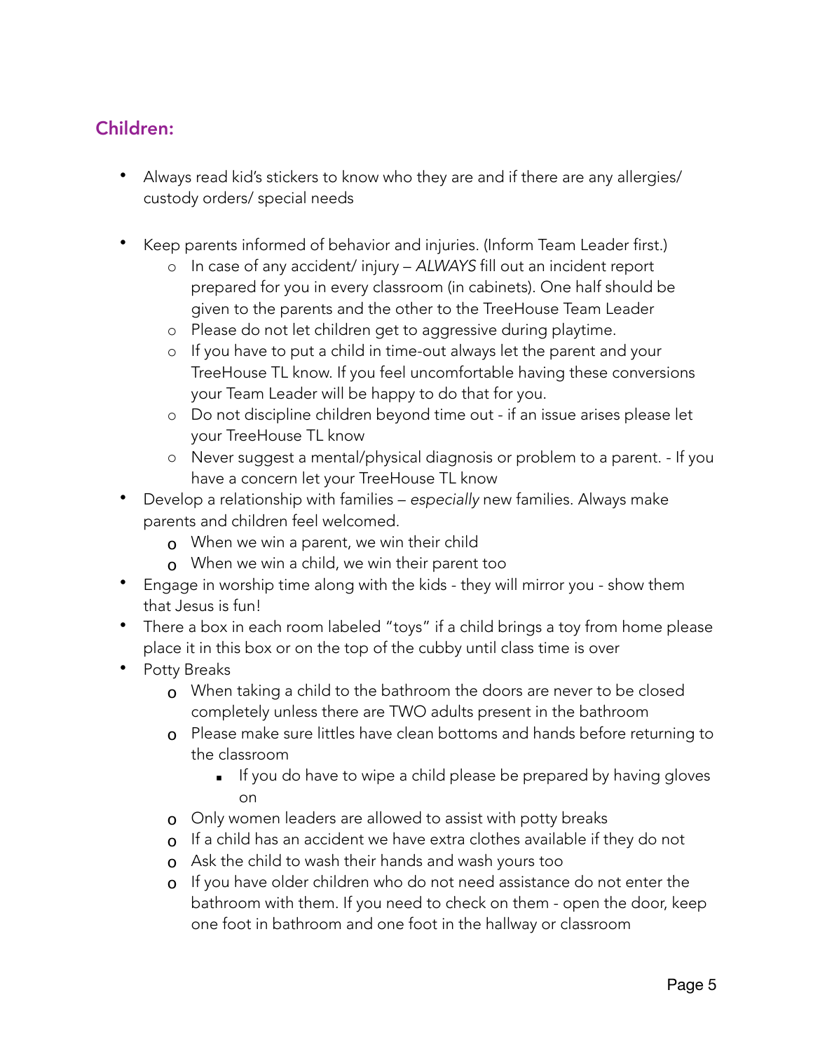## Children:

- Always read kid's stickers to know who they are and if there are any allergies/ custody orders/ special needs
- Keep parents informed of behavior and injuries. (Inform Team Leader first.)
  - In case of any accident/ injury – *ALWAYS* fill out an incident report prepared for you in every classroom (in cabinets). One half should be given to the parents and the other to the TreeHouse Team Leader
  - Please do not let children get to aggressive during playtime.
  - If you have to put a child in time-out always let the parent and your TreeHouse TL know. If you feel uncomfortable having these conversions your Team Leader will be happy to do that for you.
  - Do not discipline children beyond time out - if an issue arises please let your TreeHouse TL know
  - Never suggest a mental/physical diagnosis or problem to a parent. - If you have a concern let your TreeHouse TL know
- Develop a relationship with families – *especially* new families. Always make parents and children feel welcomed.
  - When we win a parent, we win their child
  - When we win a child, we win their parent too
- Engage in worship time along with the kids - they will mirror you - show them that Jesus is fun!
- There a box in each room labeled "toys" if a child brings a toy from home please place it in this box or on the top of the cubby until class time is over
- Potty Breaks
  - When taking a child to the bathroom the doors are never to be closed completely unless there are TWO adults present in the bathroom
  - Please make sure littles have clean bottoms and hands before returning to the classroom
    - If you do have to wipe a child please be prepared by having gloves on
  - Only women leaders are allowed to assist with potty breaks
  - If a child has an accident we have extra clothes available if they do not
  - Ask the child to wash their hands and wash yours too
  - If you have older children who do not need assistance do not enter the bathroom with them. If you need to check on them - open the door, keep one foot in bathroom and one foot in the hallway or classroom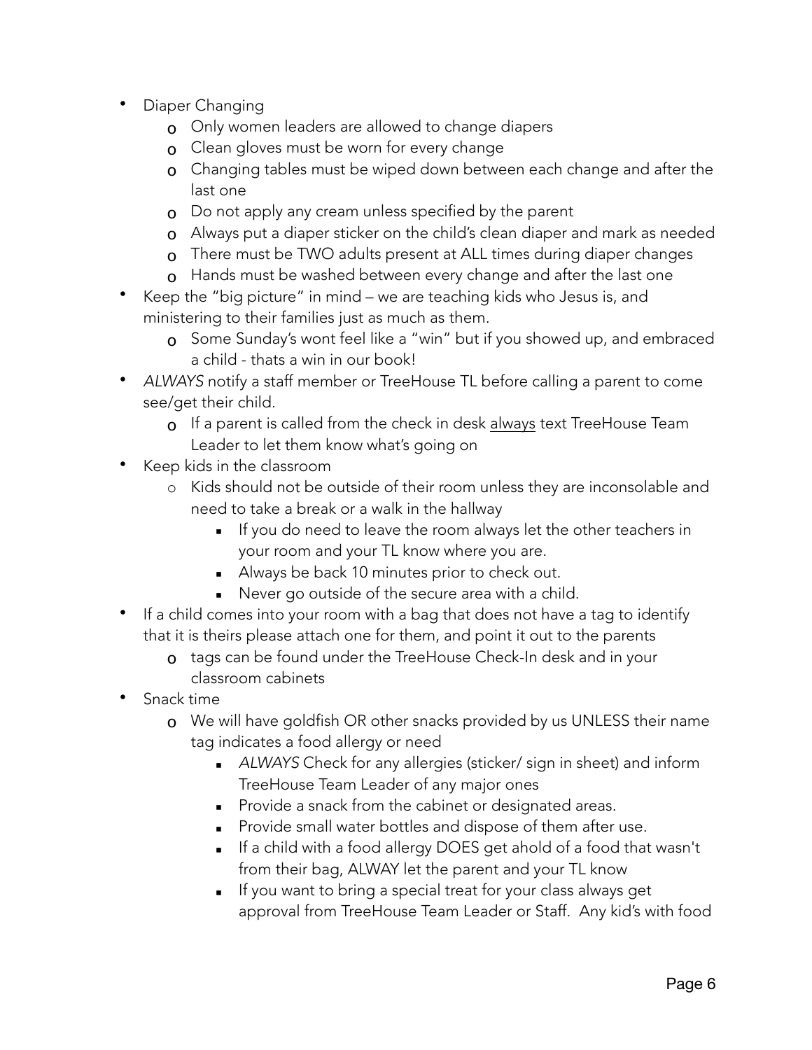- Diaper Changing
    - Only women leaders are allowed to change diapers
    - Clean gloves must be worn for every change
    - Changing tables must be wiped down between each change and after the last one
    - Do not apply any cream unless specified by the parent
    - Always put a diaper sticker on the child's clean diaper and mark as needed
    - There must be TWO adults present at ALL times during diaper changes
    - Hands must be washed between every change and after the last one
- Keep the "big picture" in mind – we are teaching kids who Jesus is, and ministering to their families just as much as them.
    - Some Sunday's wont feel like a "win" but if you showed up, and embraced a child - thats a win in our book!
- *ALWAYS* notify a staff member or TreeHouse TL before calling a parent to come see/get their child.
    - If a parent is called from the check in desk <u>always</u> text TreeHouse Team Leader to let them know what's going on
- Keep kids in the classroom
    - Kids should not be outside of their room unless they are inconsolable and need to take a break or a walk in the hallway
        - If you do need to leave the room always let the other teachers in your room and your TL know where you are.
        - Always be back 10 minutes prior to check out.
        - Never go outside of the secure area with a child.
- If a child comes into your room with a bag that does not have a tag to identify that it is theirs please attach one for them, and point it out to the parents
    - tags can be found under the TreeHouse Check-In desk and in your classroom cabinets
- Snack time
    - We will have goldfish OR other snacks provided by us UNLESS their name tag indicates a food allergy or need
        - *ALWAYS* Check for any allergies (sticker/ sign in sheet) and inform TreeHouse Team Leader of any major ones
        - Provide a snack from the cabinet or designated areas.
        - Provide small water bottles and dispose of them after use.
        - If a child with a food allergy DOES get ahold of a food that wasn't from their bag, ALWAY let the parent and your TL know
        - If you want to bring a special treat for your class always get approval from TreeHouse Team Leader or Staff. Any kid's with food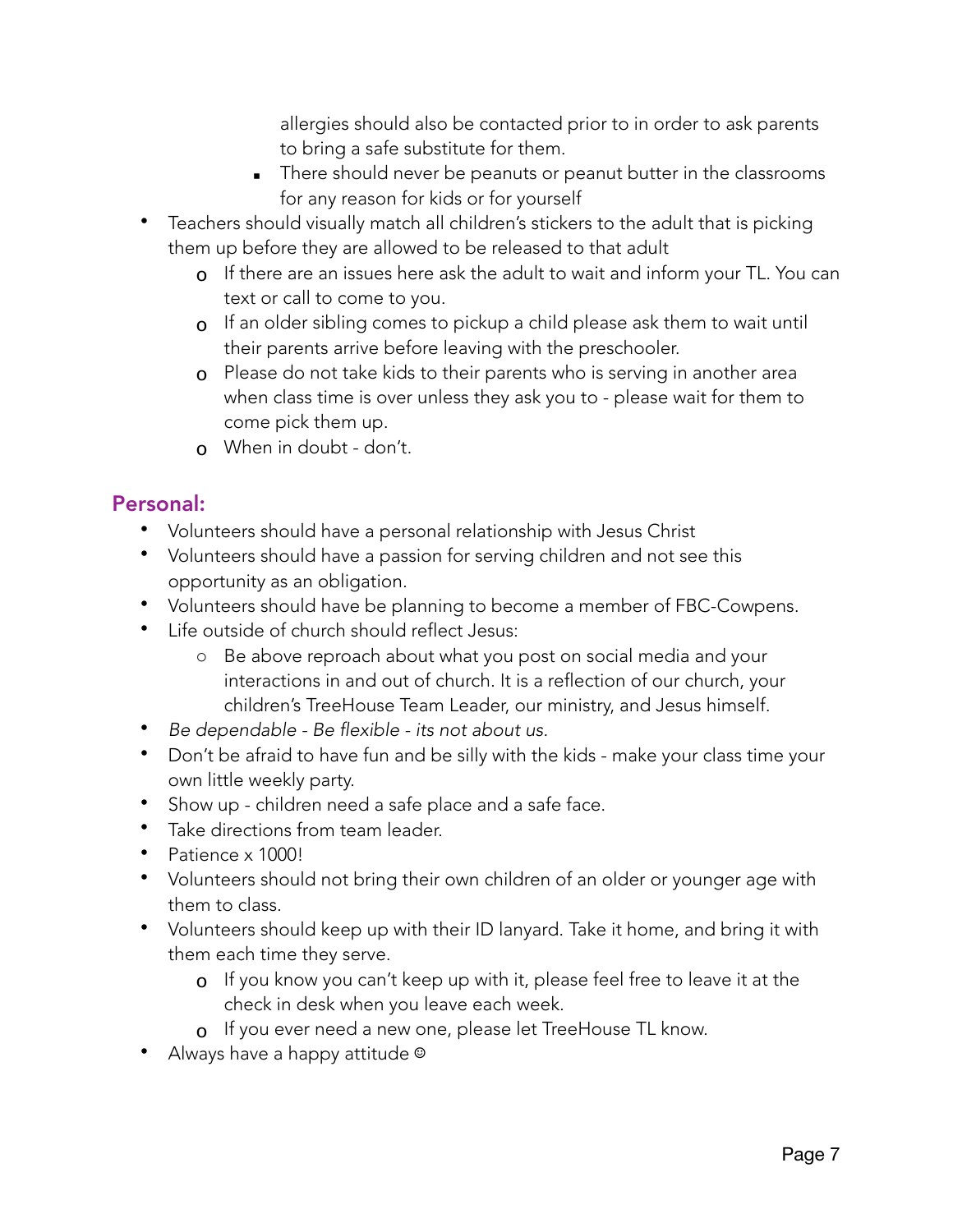allergies should also be contacted prior to in order to ask parents to bring a safe substitute for them.
        - There should never be peanuts or peanut butter in the classrooms for any reason for kids or for yourself
- Teachers should visually match all children's stickers to the adult that is picking them up before they are allowed to be released to that adult
    - If there are an issues here ask the adult to wait and inform your TL. You can text or call to come to you.
    - If an older sibling comes to pickup a child please ask them to wait until their parents arrive before leaving with the preschooler.
    - Please do not take kids to their parents who is serving in another area when class time is over unless they ask you to - please wait for them to come pick them up.
    - When in doubt - don't.

## Personal:

- Volunteers should have a personal relationship with Jesus Christ
- Volunteers should have a passion for serving children and not see this opportunity as an obligation.
- Volunteers should have be planning to become a member of FBC-Cowpens.
- Life outside of church should reflect Jesus:
    - Be above reproach about what you post on social media and your interactions in and out of church. It is a reflection of our church, your children's TreeHouse Team Leader, our ministry, and Jesus himself.
- *Be dependable - Be flexible - its not about us.*
- Don't be afraid to have fun and be silly with the kids - make your class time your own little weekly party.
- Show up - children need a safe place and a safe face.
- Take directions from team leader.
- Patience x 1000!
- Volunteers should not bring their own children of an older or younger age with them to class.
- Volunteers should keep up with their ID lanyard. Take it home, and bring it with them each time they serve.
    - If you know you can't keep up with it, please feel free to leave it at the check in desk when you leave each week.
    - If you ever need a new one, please let TreeHouse TL know.
- Always have a happy attitude ☺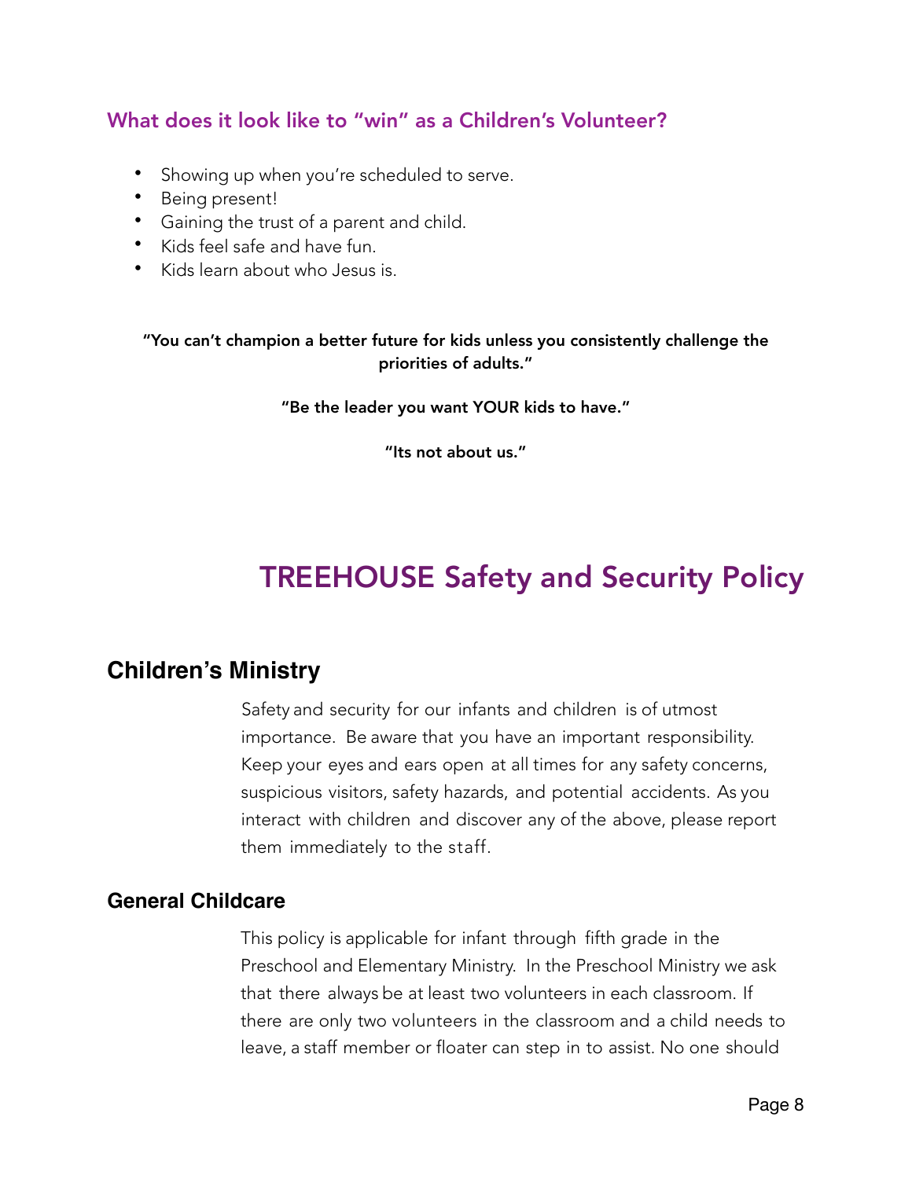### What does it look like to "win" as a Children's Volunteer?

- Showing up when you're scheduled to serve.
- Being present!
- Gaining the trust of a parent and child.
- Kids feel safe and have fun.
- Kids learn about who Jesus is.

**"You can't champion a better future for kids unless you consistently challenge the priorities of adults."**

**"Be the leader you want YOUR kids to have."**

**"Its not about us."**

# TREEHOUSE Safety and Security Policy

## Children's Ministry

Safety and security for our infants and children is of utmost importance. Be aware that you have an important responsibility. Keep your eyes and ears open at all times for any safety concerns, suspicious visitors, safety hazards, and potential accidents. As you interact with children and discover any of the above, please report them immediately to the staff.

### General Childcare

This policy is applicable for infant through fifth grade in the Preschool and Elementary Ministry. In the Preschool Ministry we ask that there always be at least two volunteers in each classroom. If there are only two volunteers in the classroom and a child needs to leave, a staff member or floater can step in to assist. No one should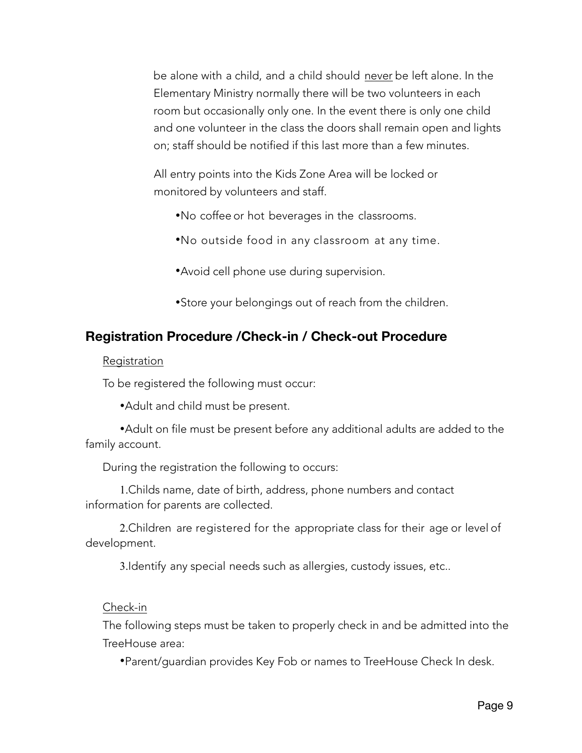be alone with a child, and a child should never be left alone. In the Elementary Ministry normally there will be two volunteers in each room but occasionally only one. In the event there is only one child and one volunteer in the class the doors shall remain open and lights on; staff should be notified if this last more than a few minutes.

All entry points into the Kids Zone Area will be locked or monitored by volunteers and staff.

- No coffee or hot beverages in the classrooms.
- No outside food in any classroom at any time.
- Avoid cell phone use during supervision.
- Store your belongings out of reach from the children.

## Registration Procedure /Check-in / Check-out Procedure

Registration

To be registered the following must occur:

- Adult and child must be present.
- Adult on file must be present before any additional adults are added to the family account.

During the registration the following to occurs:

1. Childs name, date of birth, address, phone numbers and contact information for parents are collected.
2. Children are registered for the appropriate class for their age or level of development.
3. Identify any special needs such as allergies, custody issues, etc..

Check-in

The following steps must be taken to properly check in and be admitted into the TreeHouse area:

- Parent/guardian provides Key Fob or names to TreeHouse Check In desk.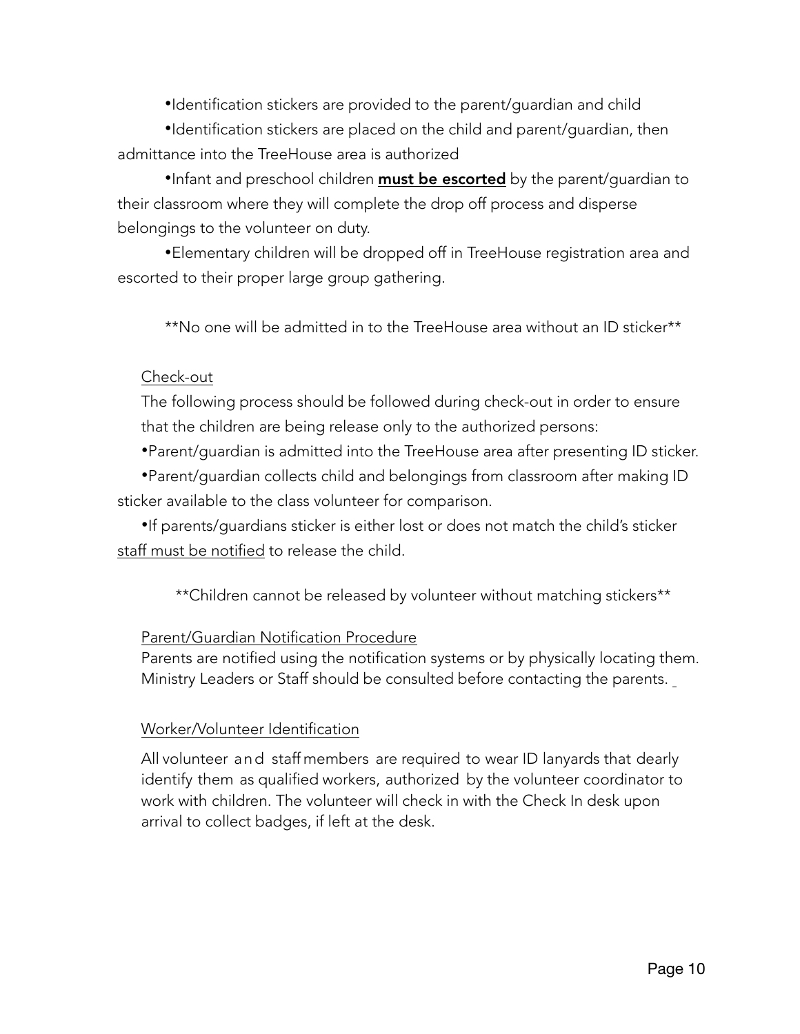- Identification stickers are provided to the parent/guardian and child
- Identification stickers are placed on the child and parent/guardian, then admittance into the TreeHouse area is authorized
- Infant and preschool children <u>**must be escorted**</u> by the parent/guardian to their classroom where they will complete the drop off process and disperse belongings to the volunteer on duty.
- Elementary children will be dropped off in TreeHouse registration area and escorted to their proper large group gathering.

**No one will be admitted in to the TreeHouse area without an ID sticker**

<u>Check-out</u>

The following process should be followed during check-out in order to ensure that the children are being release only to the authorized persons:

- Parent/guardian is admitted into the TreeHouse area after presenting ID sticker.
- Parent/guardian collects child and belongings from classroom after making ID sticker available to the class volunteer for comparison.
- If parents/guardians sticker is either lost or does not match the child's sticker <u>staff must be notified</u> to release the child.

**Children cannot be released by volunteer without matching stickers**

<u>Parent/Guardian Notification Procedure</u>

Parents are notified using the notification systems or by physically locating them. Ministry Leaders or Staff should be consulted before contacting the parents.

<u>Worker/Volunteer Identification</u>

All volunteer and staff members are required to wear ID lanyards that dearly identify them as qualified workers, authorized by the volunteer coordinator to work with children. The volunteer will check in with the Check In desk upon arrival to collect badges, if left at the desk.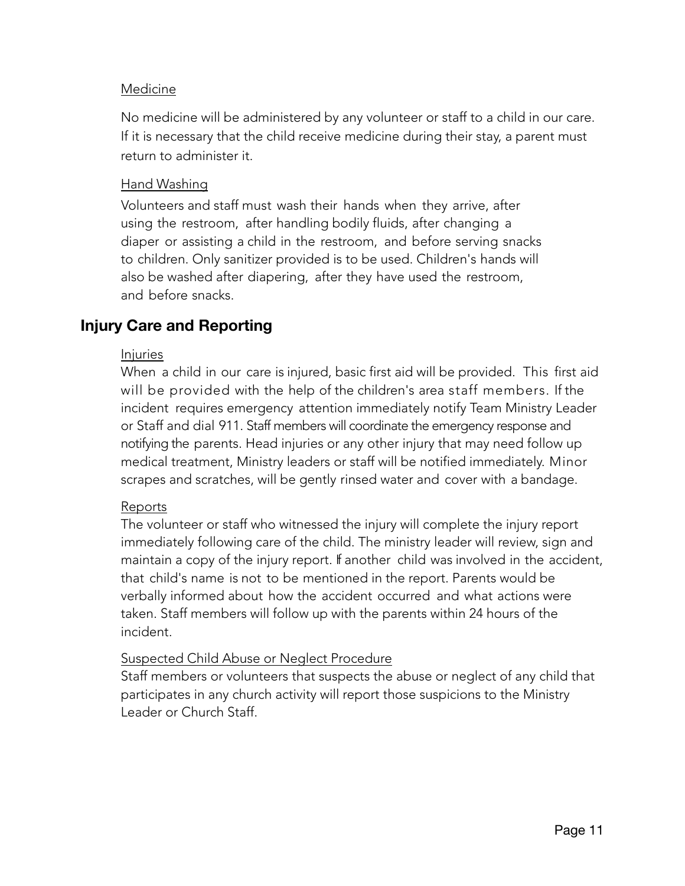Medicine

No medicine will be administered by any volunteer or staff to a child in our care. If it is necessary that the child receive medicine during their stay, a parent must return to administer it.

Hand Washing

Volunteers and staff must wash their hands when they arrive, after using the restroom, after handling bodily fluids, after changing a diaper or assisting a child in the restroom, and before serving snacks to children. Only sanitizer provided is to be used. Children's hands will also be washed after diapering, after they have used the restroom, and before snacks.

## Injury Care and Reporting

Injuries

When a child in our care is injured, basic first aid will be provided. This first aid will be provided with the help of the children's area staff members. If the incident requires emergency attention immediately notify Team Ministry Leader or Staff and dial 911. Staff members will coordinate the emergency response and notifying the parents. Head injuries or any other injury that may need follow up medical treatment, Ministry leaders or staff will be notified immediately. Minor scrapes and scratches, will be gently rinsed water and cover with a bandage.

Reports

The volunteer or staff who witnessed the injury will complete the injury report immediately following care of the child. The ministry leader will review, sign and maintain a copy of the injury report. If another child was involved in the accident, that child's name is not to be mentioned in the report. Parents would be verbally informed about how the accident occurred and what actions were taken. Staff members will follow up with the parents within 24 hours of the incident.

Suspected Child Abuse or Neglect Procedure

Staff members or volunteers that suspects the abuse or neglect of any child that participates in any church activity will report those suspicions to the Ministry Leader or Church Staff.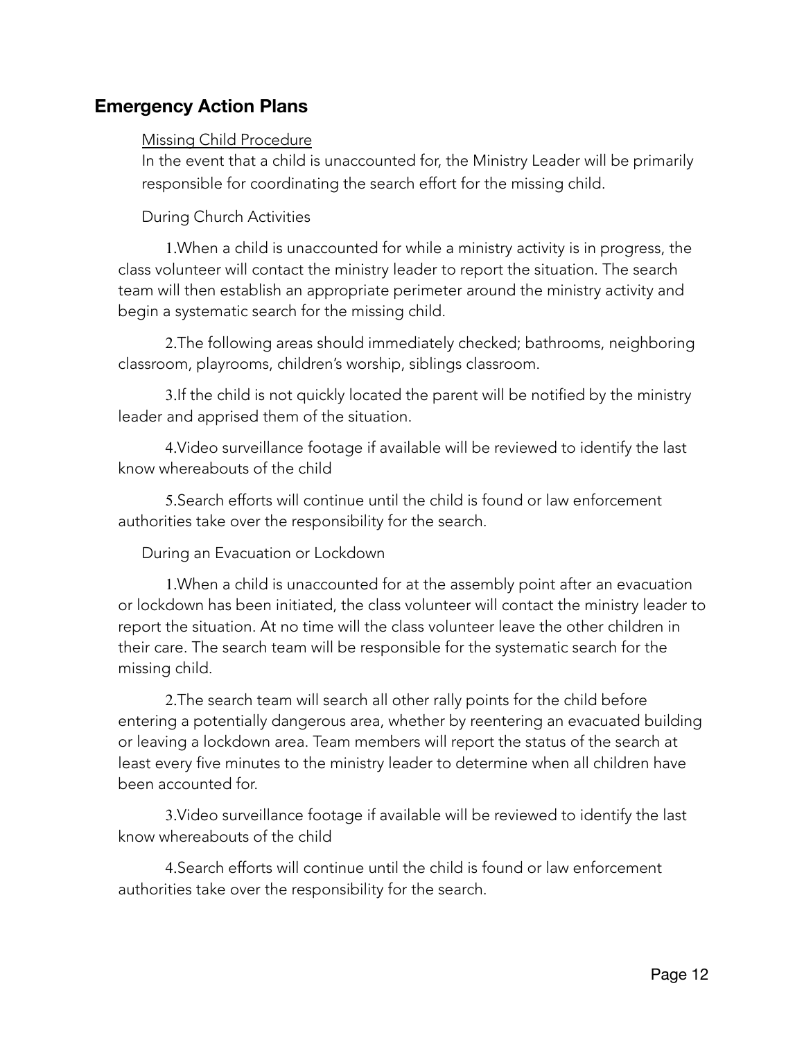## Emergency Action Plans

<u>Missing Child Procedure</u>

In the event that a child is unaccounted for, the Ministry Leader will be primarily responsible for coordinating the search effort for the missing child.

During Church Activities

1.When a child is unaccounted for while a ministry activity is in progress, the class volunteer will contact the ministry leader to report the situation. The search team will then establish an appropriate perimeter around the ministry activity and begin a systematic search for the missing child.

2.The following areas should immediately checked; bathrooms, neighboring classroom, playrooms, children's worship, siblings classroom.

3.If the child is not quickly located the parent will be notified by the ministry leader and apprised them of the situation.

4.Video surveillance footage if available will be reviewed to identify the last know whereabouts of the child

5.Search efforts will continue until the child is found or law enforcement authorities take over the responsibility for the search.

During an Evacuation or Lockdown

1.When a child is unaccounted for at the assembly point after an evacuation or lockdown has been initiated, the class volunteer will contact the ministry leader to report the situation. At no time will the class volunteer leave the other children in their care. The search team will be responsible for the systematic search for the missing child.

2.The search team will search all other rally points for the child before entering a potentially dangerous area, whether by reentering an evacuated building or leaving a lockdown area. Team members will report the status of the search at least every five minutes to the ministry leader to determine when all children have been accounted for.

3.Video surveillance footage if available will be reviewed to identify the last know whereabouts of the child

4.Search efforts will continue until the child is found or law enforcement authorities take over the responsibility for the search.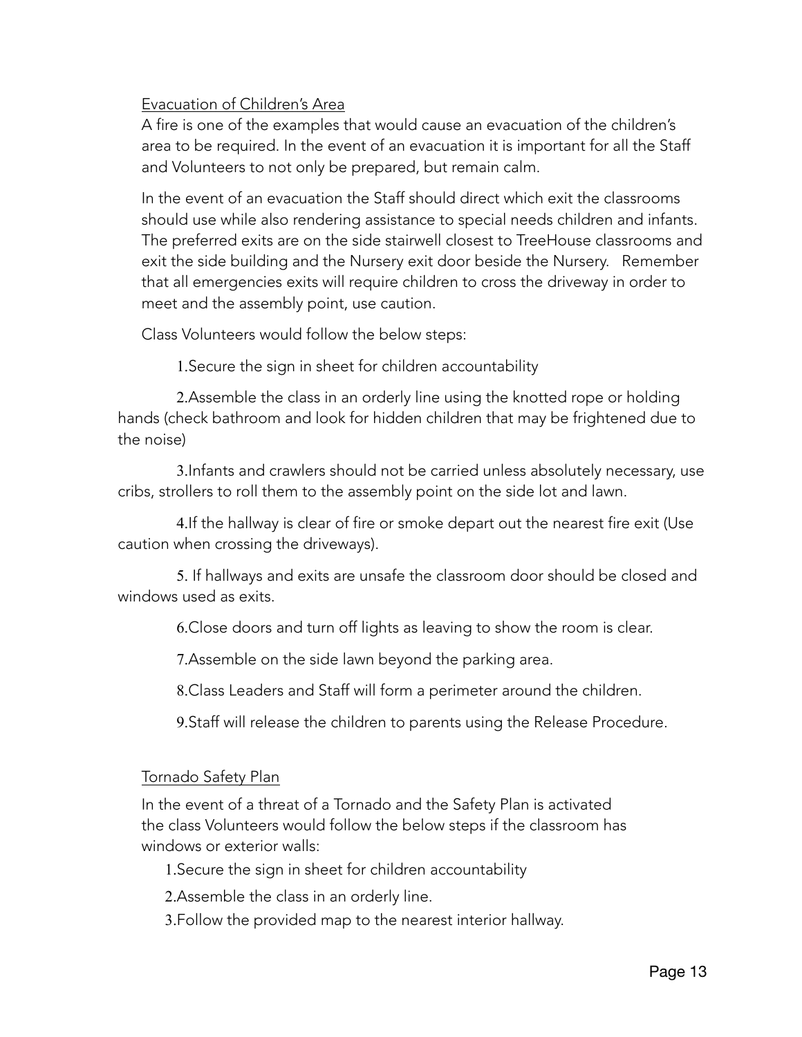## Evacuation of Children's Area

A fire is one of the examples that would cause an evacuation of the children's area to be required. In the event of an evacuation it is important for all the Staff and Volunteers to not only be prepared, but remain calm.

In the event of an evacuation the Staff should direct which exit the classrooms should use while also rendering assistance to special needs children and infants. The preferred exits are on the side stairwell closest to TreeHouse classrooms and exit the side building and the Nursery exit door beside the Nursery. Remember that all emergencies exits will require children to cross the driveway in order to meet and the assembly point, use caution.

Class Volunteers would follow the below steps:

1. Secure the sign in sheet for children accountability
2. Assemble the class in an orderly line using the knotted rope or holding hands (check bathroom and look for hidden children that may be frightened due to the noise)
3. Infants and crawlers should not be carried unless absolutely necessary, use cribs, strollers to roll them to the assembly point on the side lot and lawn.
4. If the hallway is clear of fire or smoke depart out the nearest fire exit (Use caution when crossing the driveways).
5. If hallways and exits are unsafe the classroom door should be closed and windows used as exits.
6. Close doors and turn off lights as leaving to show the room is clear.
7. Assemble on the side lawn beyond the parking area.
8. Class Leaders and Staff will form a perimeter around the children.
9. Staff will release the children to parents using the Release Procedure.

## Tornado Safety Plan

In the event of a threat of a Tornado and the Safety Plan is activated the class Volunteers would follow the below steps if the classroom has windows or exterior walls:

1. Secure the sign in sheet for children accountability
2. Assemble the class in an orderly line.
3. Follow the provided map to the nearest interior hallway.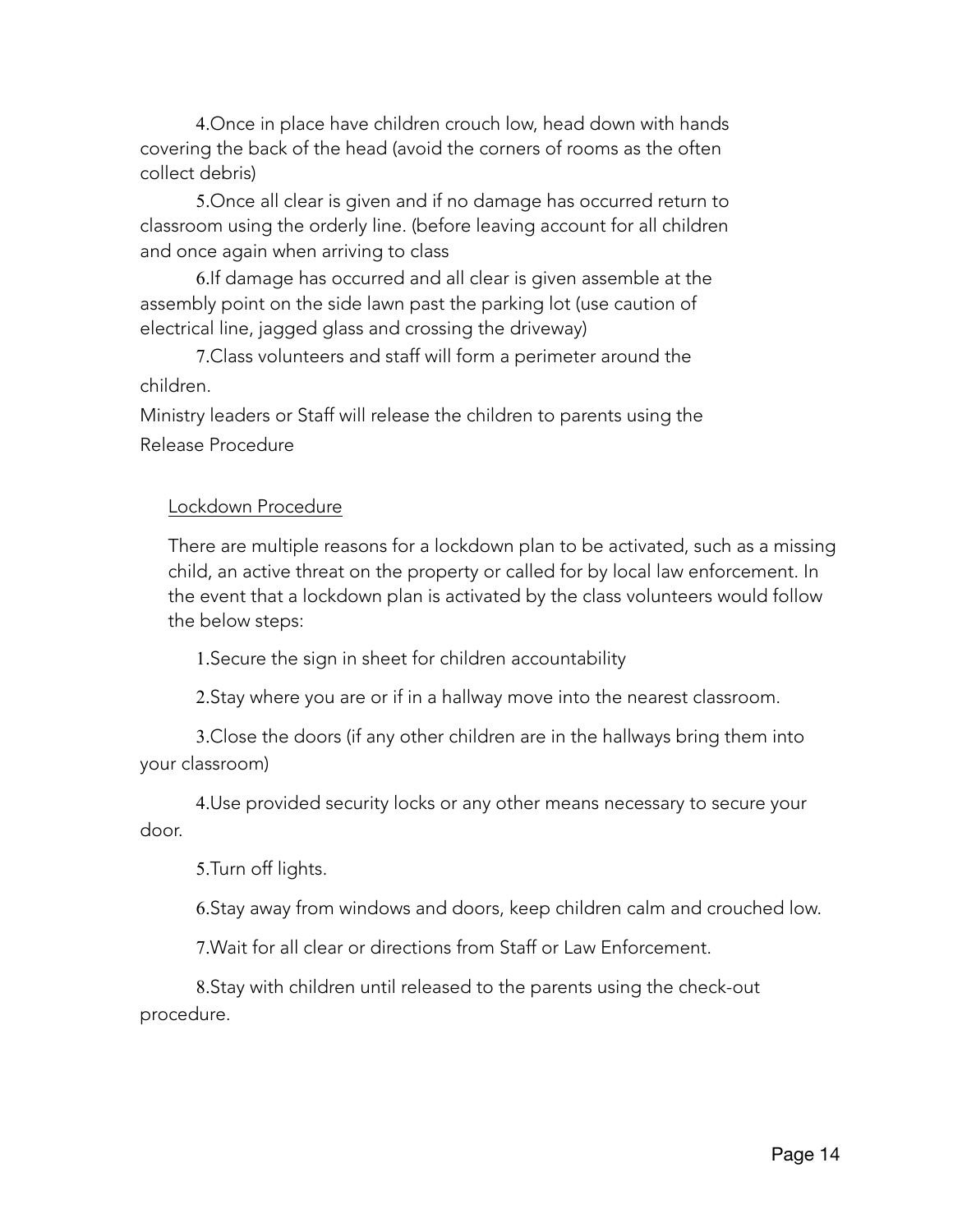4.Once in place have children crouch low, head down with hands covering the back of the head (avoid the corners of rooms as the often collect debris)

5.Once all clear is given and if no damage has occurred return to classroom using the orderly line. (before leaving account for all children and once again when arriving to class

6.If damage has occurred and all clear is given assemble at the assembly point on the side lawn past the parking lot (use caution of electrical line, jagged glass and crossing the driveway)

7.Class volunteers and staff will form a perimeter around the children.

Ministry leaders or Staff will release the children to parents using the Release Procedure

<u>Lockdown Procedure</u>

There are multiple reasons for a lockdown plan to be activated, such as a missing child, an active threat on the property or called for by local law enforcement. In the event that a lockdown plan is activated by the class volunteers would follow the below steps:

1.Secure the sign in sheet for children accountability

2.Stay where you are or if in a hallway move into the nearest classroom.

3.Close the doors (if any other children are in the hallways bring them into your classroom)

4.Use provided security locks or any other means necessary to secure your door.

5.Turn off lights.

6.Stay away from windows and doors, keep children calm and crouched low.

7.Wait for all clear or directions from Staff or Law Enforcement.

8.Stay with children until released to the parents using the check-out procedure.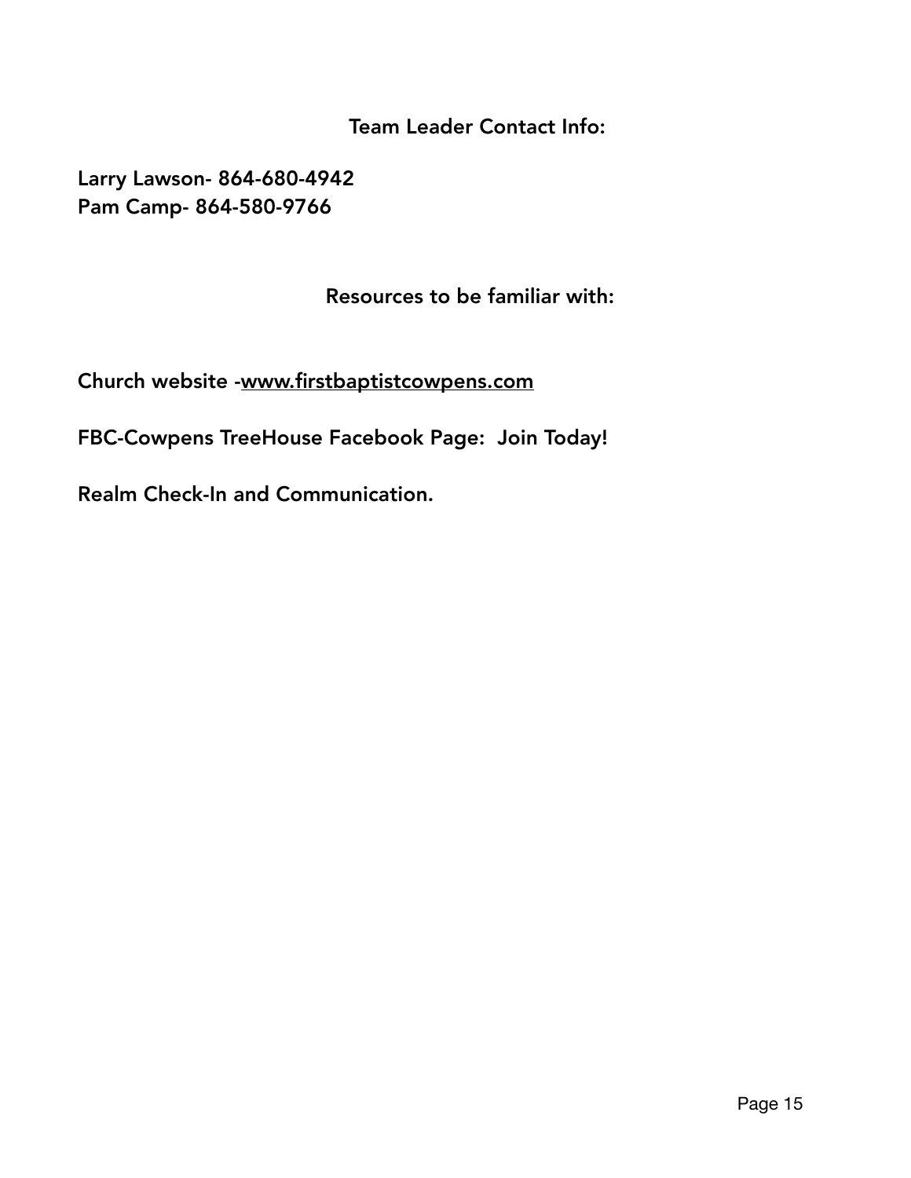## Team Leader Contact Info:

**Larry Lawson- 864-680-4942**
**Pam Camp- 864-580-9766**

## Resources to be familiar with:

**Church website -www.firstbaptistcowpens.com**

**FBC-Cowpens TreeHouse Facebook Page: Join Today!**

**Realm Check-In and Communication.**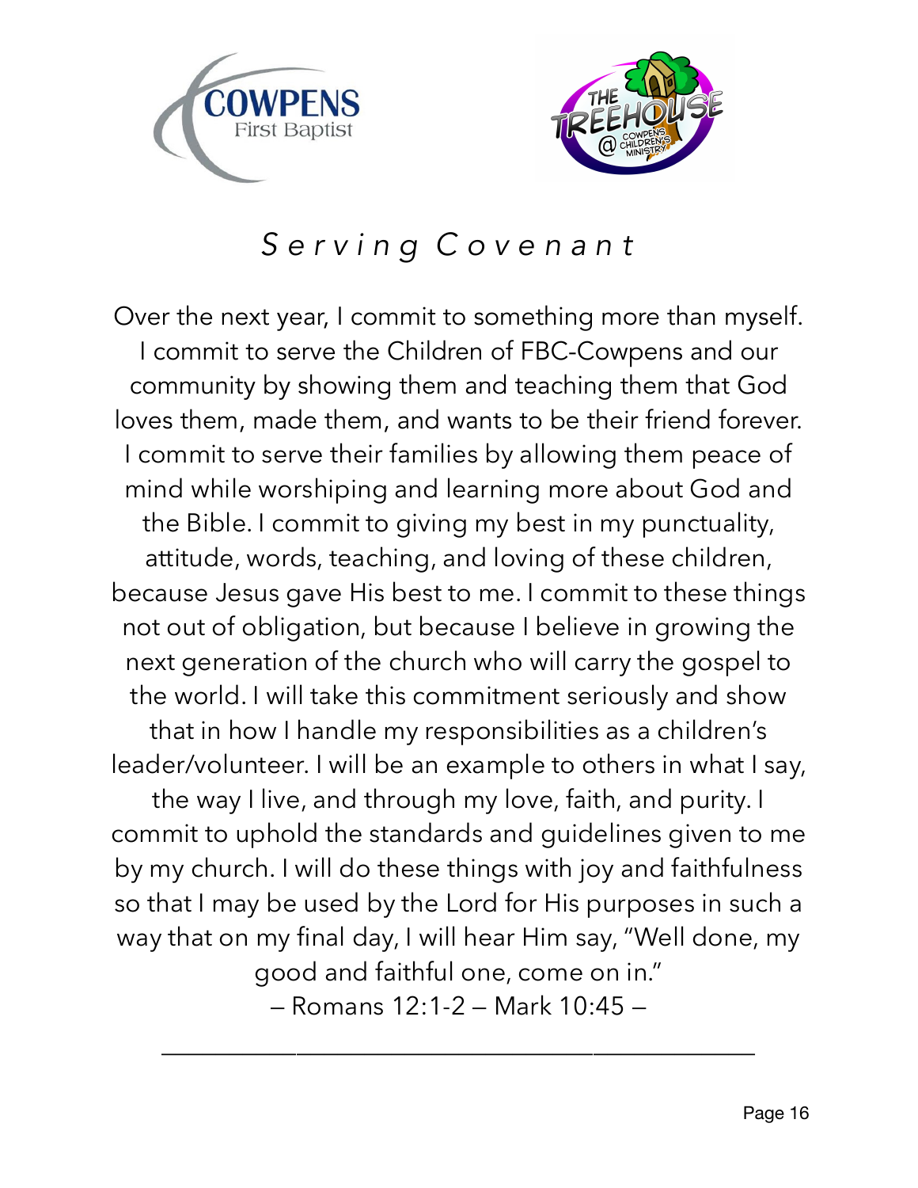# Serving Covenant

Over the next year, I commit to something more than myself. I commit to serve the Children of FBC-Cowpens and our community by showing them and teaching them that God loves them, made them, and wants to be their friend forever. I commit to serve their families by allowing them peace of mind while worshiping and learning more about God and the Bible. I commit to giving my best in my punctuality, attitude, words, teaching, and loving of these children, because Jesus gave His best to me. I commit to these things not out of obligation, but because I believe in growing the next generation of the church who will carry the gospel to the world. I will take this commitment seriously and show that in how I handle my responsibilities as a children's leader/volunteer. I will be an example to others in what I say, the way I live, and through my love, faith, and purity. I commit to uphold the standards and guidelines given to me by my church. I will do these things with joy and faithfulness so that I may be used by the Lord for His purposes in such a way that on my final day, I will hear Him say, "Well done, my good and faithful one, come on in."

– Romans 12:1-2 – Mark 10:45 –

\_\_\_\_\_\_\_\_\_\_\_\_\_\_\_\_\_\_\_\_\_\_\_\_\_\_\_\_\_\_\_\_\_\_\_\_\_\_\_\_\_\_\_\_\_\_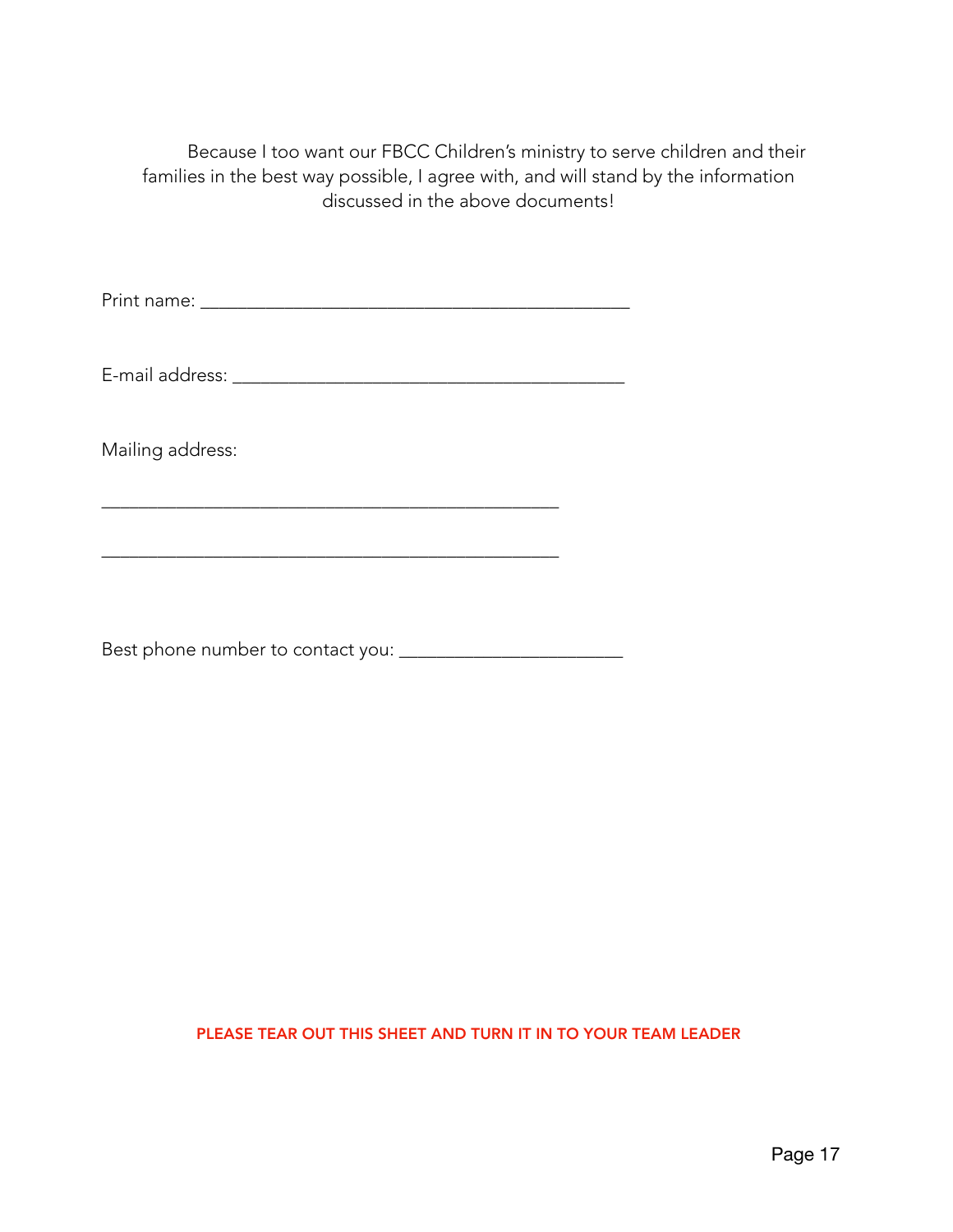Because I too want our FBCC Children's ministry to serve children and their families in the best way possible, I agree with, and will stand by the information discussed in the above documents!

Print name: _______________________________________________

E-mail address: ___________________________________________

Mailing address:

__________________________________________________

__________________________________________________

Best phone number to contact you: ________________________

**PLEASE TEAR OUT THIS SHEET AND TURN IT IN TO YOUR TEAM LEADER**